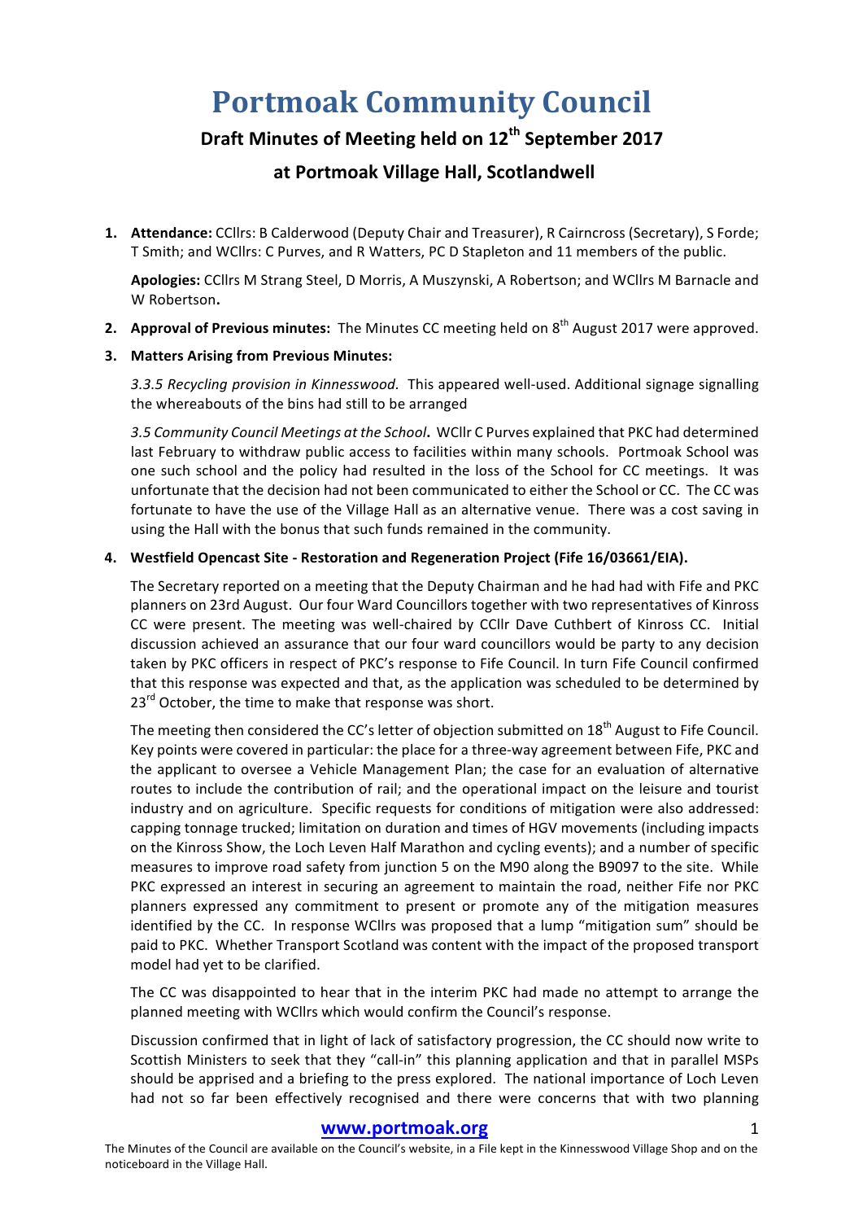# Portmoak Community Council

## Draft Minutes of Meeting held on 12th September 2017

## at Portmoak Village Hall, Scotlandwell

1. **Attendance:** CCllrs: B Calderwood (Deputy Chair and Treasurer), R Cairncross (Secretary), S Forde; T Smith; and WCllrs: C Purves, and R Watters, PC D Stapleton and 11 members of the public.

   **Apologies:** CCllrs M Strang Steel, D Morris, A Muszynski, A Robertson; and WCllrs M Barnacle and W Robertson**.**

2. **Approval of Previous minutes:** The Minutes CC meeting held on 8th August 2017 were approved.

3. **Matters Arising from Previous Minutes:**

   *3.3.5 Recycling provision in Kinnesswood.* This appeared well-used. Additional signage signalling the whereabouts of the bins had still to be arranged

   *3.5 Community Council Meetings at the School***.** WCllr C Purves explained that PKC had determined last February to withdraw public access to facilities within many schools. Portmoak School was one such school and the policy had resulted in the loss of the School for CC meetings. It was unfortunate that the decision had not been communicated to either the School or CC. The CC was fortunate to have the use of the Village Hall as an alternative venue. There was a cost saving in using the Hall with the bonus that such funds remained in the community.

4. **Westfield Opencast Site - Restoration and Regeneration Project (Fife 16/03661/EIA).**

   The Secretary reported on a meeting that the Deputy Chairman and he had had with Fife and PKC planners on 23rd August. Our four Ward Councillors together with two representatives of Kinross CC were present. The meeting was well-chaired by CCllr Dave Cuthbert of Kinross CC. Initial discussion achieved an assurance that our four ward councillors would be party to any decision taken by PKC officers in respect of PKC's response to Fife Council. In turn Fife Council confirmed that this response was expected and that, as the application was scheduled to be determined by 23rd October, the time to make that response was short.

   The meeting then considered the CC's letter of objection submitted on 18th August to Fife Council. Key points were covered in particular: the place for a three-way agreement between Fife, PKC and the applicant to oversee a Vehicle Management Plan; the case for an evaluation of alternative routes to include the contribution of rail; and the operational impact on the leisure and tourist industry and on agriculture. Specific requests for conditions of mitigation were also addressed: capping tonnage trucked; limitation on duration and times of HGV movements (including impacts on the Kinross Show, the Loch Leven Half Marathon and cycling events); and a number of specific measures to improve road safety from junction 5 on the M90 along the B9097 to the site. While PKC expressed an interest in securing an agreement to maintain the road, neither Fife nor PKC planners expressed any commitment to present or promote any of the mitigation measures identified by the CC. In response WCllrs was proposed that a lump "mitigation sum" should be paid to PKC. Whether Transport Scotland was content with the impact of the proposed transport model had yet to be clarified.

   The CC was disappointed to hear that in the interim PKC had made no attempt to arrange the planned meeting with WCllrs which would confirm the Council's response.

   Discussion confirmed that in light of lack of satisfactory progression, the CC should now write to Scottish Ministers to seek that they "call-in" this planning application and that in parallel MSPs should be apprised and a briefing to the press explored. The national importance of Loch Leven had not so far been effectively recognised and there were concerns that with two planning

**www.portmoak.org**

The Minutes of the Council are available on the Council's website, in a File kept in the Kinnesswood Village Shop and on the noticeboard in the Village Hall.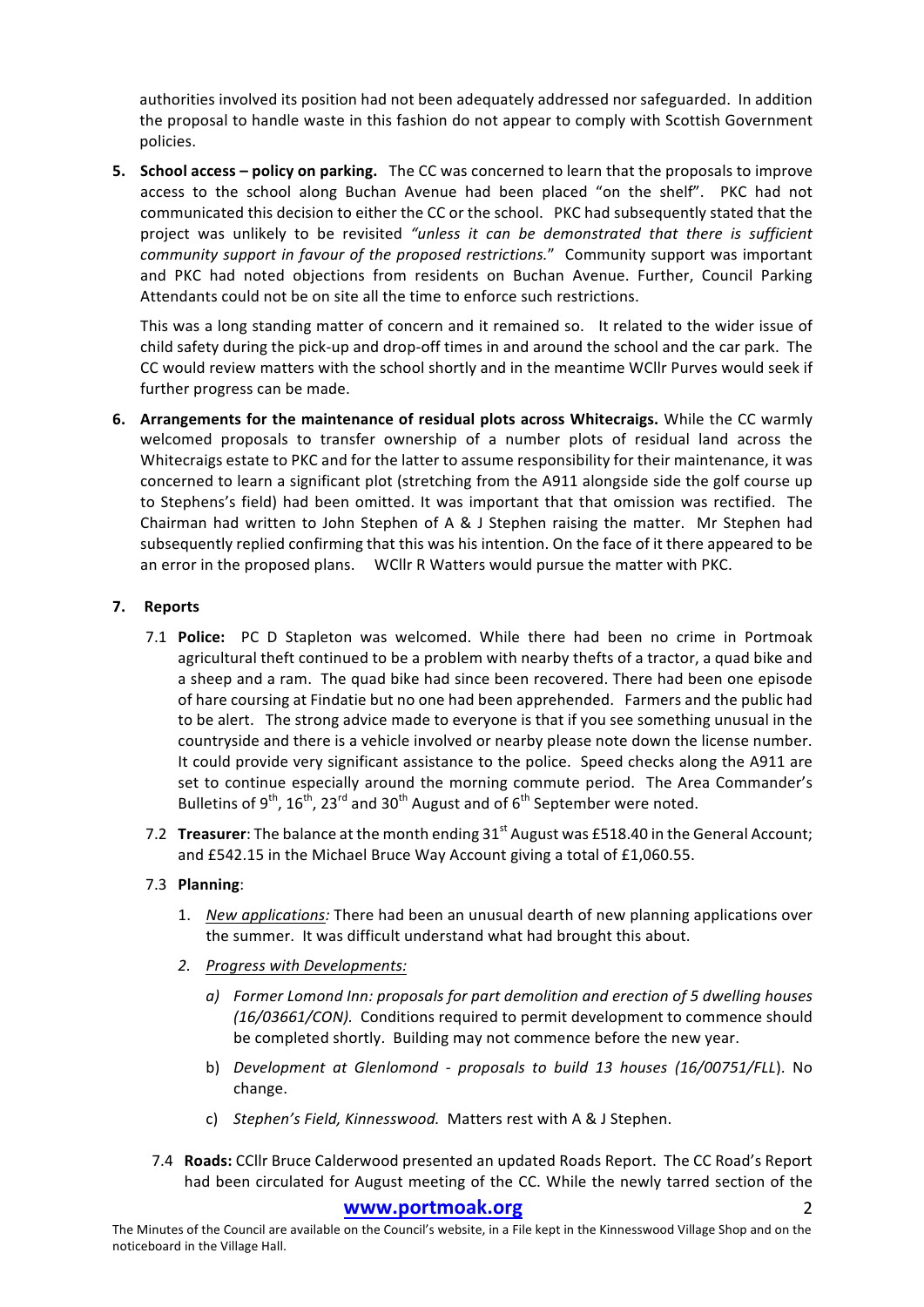authorities involved its position had not been adequately addressed nor safeguarded. In addition the proposal to handle waste in this fashion do not appear to comply with Scottish Government policies.

5. **School access – policy on parking.** The CC was concerned to learn that the proposals to improve access to the school along Buchan Avenue had been placed "on the shelf". PKC had not communicated this decision to either the CC or the school. PKC had subsequently stated that the project was unlikely to be revisited *"unless it can be demonstrated that there is sufficient community support in favour of the proposed restrictions."* Community support was important and PKC had noted objections from residents on Buchan Avenue. Further, Council Parking Attendants could not be on site all the time to enforce such restrictions.

   This was a long standing matter of concern and it remained so. It related to the wider issue of child safety during the pick-up and drop-off times in and around the school and the car park. The CC would review matters with the school shortly and in the meantime WCllr Purves would seek if further progress can be made.

6. **Arrangements for the maintenance of residual plots across Whitecraigs.** While the CC warmly welcomed proposals to transfer ownership of a number plots of residual land across the Whitecraigs estate to PKC and for the latter to assume responsibility for their maintenance, it was concerned to learn a significant plot (stretching from the A911 alongside side the golf course up to Stephens's field) had been omitted. It was important that that omission was rectified. The Chairman had written to John Stephen of A & J Stephen raising the matter. Mr Stephen had subsequently replied confirming that this was his intention. On the face of it there appeared to be an error in the proposed plans. WCllr R Watters would pursue the matter with PKC.

7. **Reports**

   7.1 **Police:** PC D Stapleton was welcomed. While there had been no crime in Portmoak agricultural theft continued to be a problem with nearby thefts of a tractor, a quad bike and a sheep and a ram. The quad bike had since been recovered. There had been one episode of hare coursing at Findatie but no one had been apprehended. Farmers and the public had to be alert. The strong advice made to everyone is that if you see something unusual in the countryside and there is a vehicle involved or nearby please note down the license number. It could provide very significant assistance to the police. Speed checks along the A911 are set to continue especially around the morning commute period. The Area Commander's Bulletins of 9th, 16th, 23rd and 30th August and of 6th September were noted.

   7.2 **Treasurer**: The balance at the month ending 31st August was £518.40 in the General Account; and £542.15 in the Michael Bruce Way Account giving a total of £1,060.55.

   7.3 **Planning**:

   1. *New applications:* There had been an unusual dearth of new planning applications over the summer. It was difficult understand what had brought this about.
   2. *Progress with Developments:*
      a) *Former Lomond Inn: proposals for part demolition and erection of 5 dwelling houses (16/03661/CON).* Conditions required to permit development to commence should be completed shortly. Building may not commence before the new year.
      b) *Development at Glenlomond - proposals to build 13 houses (16/00751/FLL).* No change.
      c) *Stephen's Field, Kinnesswood.* Matters rest with A & J Stephen.

   7.4 **Roads:** CCllr Bruce Calderwood presented an updated Roads Report. The CC Road's Report had been circulated for August meeting of the CC. While the newly tarred section of the

The Minutes of the Council are available on the Council's website, in a File kept in the Kinnesswood Village Shop and on the noticeboard in the Village Hall.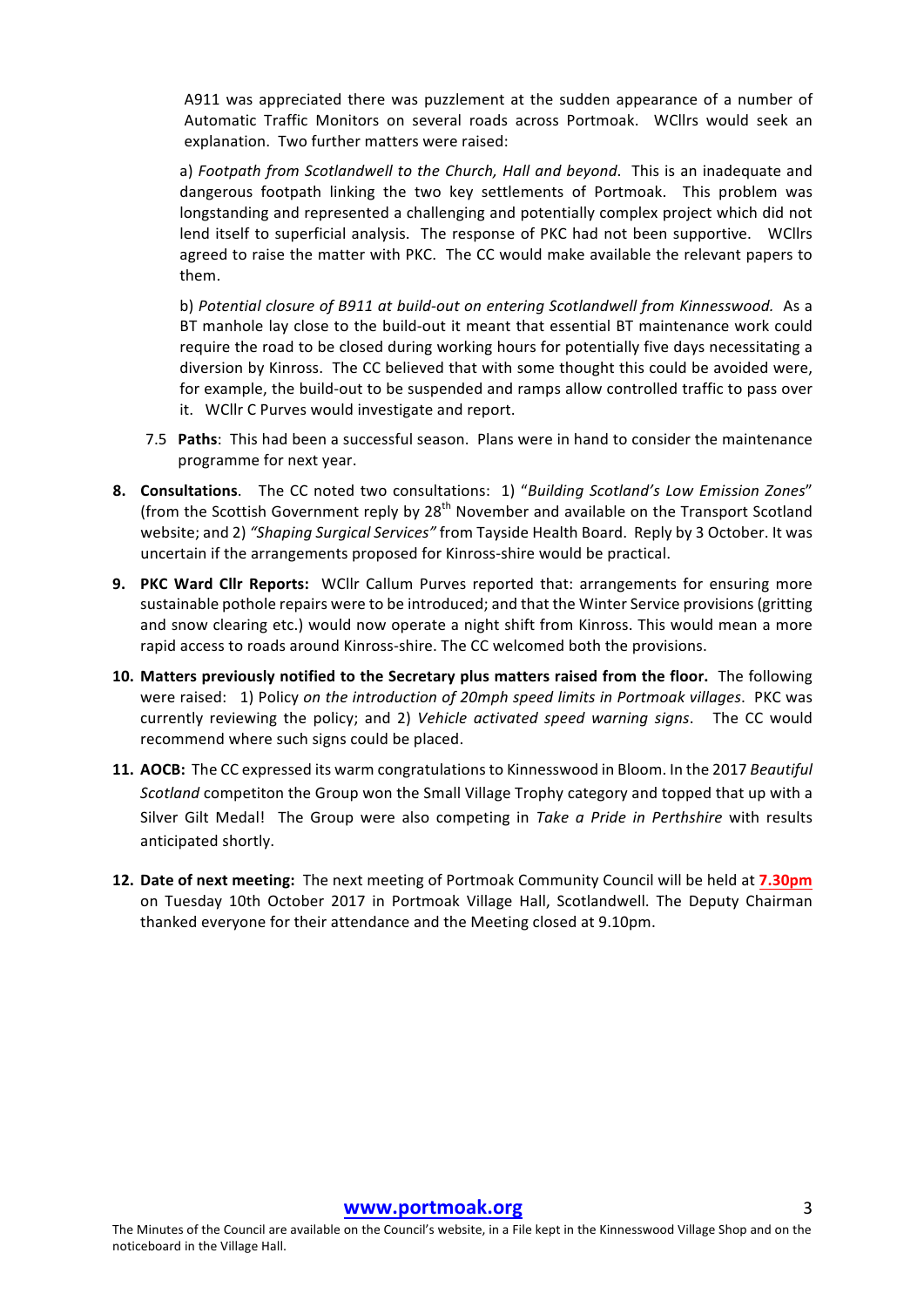A911 was appreciated there was puzzlement at the sudden appearance of a number of Automatic Traffic Monitors on several roads across Portmoak. WCllrs would seek an explanation. Two further matters were raised:

a) *Footpath from Scotlandwell to the Church, Hall and beyond*. This is an inadequate and dangerous footpath linking the two key settlements of Portmoak. This problem was longstanding and represented a challenging and potentially complex project which did not lend itself to superficial analysis. The response of PKC had not been supportive. WCllrs agreed to raise the matter with PKC. The CC would make available the relevant papers to them.

b) *Potential closure of B911 at build-out on entering Scotlandwell from Kinnesswood.* As a BT manhole lay close to the build-out it meant that essential BT maintenance work could require the road to be closed during working hours for potentially five days necessitating a diversion by Kinross. The CC believed that with some thought this could be avoided were, for example, the build-out to be suspended and ramps allow controlled traffic to pass over it. WCllr C Purves would investigate and report.

7.5 **Paths**: This had been a successful season. Plans were in hand to consider the maintenance programme for next year.

8. **Consultations**. The CC noted two consultations: 1) "*Building Scotland's Low Emission Zones*" (from the Scottish Government reply by 28th November and available on the Transport Scotland website; and 2) *"Shaping Surgical Services"* from Tayside Health Board. Reply by 3 October. It was uncertain if the arrangements proposed for Kinross-shire would be practical.

9. **PKC Ward Cllr Reports:** WCllr Callum Purves reported that: arrangements for ensuring more sustainable pothole repairs were to be introduced; and that the Winter Service provisions (gritting and snow clearing etc.) would now operate a night shift from Kinross. This would mean a more rapid access to roads around Kinross-shire. The CC welcomed both the provisions.

10. **Matters previously notified to the Secretary plus matters raised from the floor.** The following were raised: 1) Policy *on the introduction of 20mph speed limits in Portmoak villages*. PKC was currently reviewing the policy; and 2) *Vehicle activated speed warning signs*. The CC would recommend where such signs could be placed.

11. **AOCB:** The CC expressed its warm congratulations to Kinnesswood in Bloom. In the 2017 *Beautiful Scotland* competiton the Group won the Small Village Trophy category and topped that up with a Silver Gilt Medal! The Group were also competing in *Take a Pride in Perthshire* with results anticipated shortly.

12. **Date of next meeting:** The next meeting of Portmoak Community Council will be held at **7.30pm** on Tuesday 10th October 2017 in Portmoak Village Hall, Scotlandwell. The Deputy Chairman thanked everyone for their attendance and the Meeting closed at 9.10pm.

**www.portmoak.org**

The Minutes of the Council are available on the Council's website, in a File kept in the Kinnesswood Village Shop and on the noticeboard in the Village Hall.